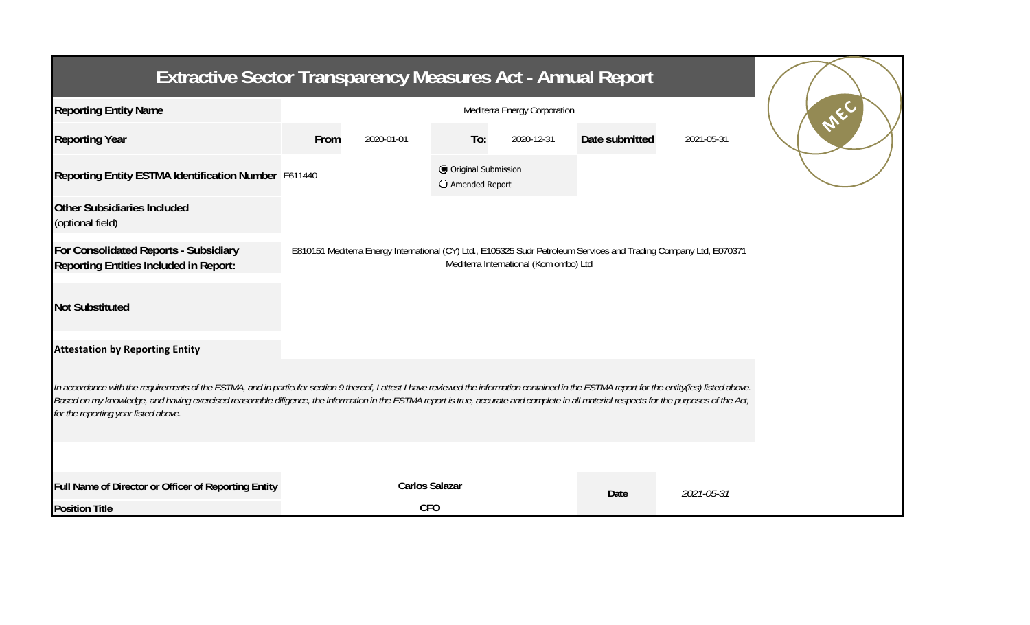# Extractive Sector Transparency Measures Act - Annual Report

| | | | | | | |
|---|---|---|---|---|---|---|
| **Reporting Entity Name** | Mediterra Energy Corporation | | | | | |
| **Reporting Year** | **From** | 2020-01-01 | **To:** | 2020-12-31 | **Date submitted** | 2021-05-31 |
| **Reporting Entity ESTMA Identification Number** | E611440 | | ◉ Original Submission<br>○ Amended Report | | | |
| **Other Subsidiaries Included** (optional field) | | | | | | |
| **For Consolidated Reports - Subsidiary Reporting Entities Included in Report:** | E810151 Mediterra Energy International (CY) Ltd., E105325 Sudr Petroleum Services and Trading Company Ltd, E070371 Mediterra International (Kom ombo) Ltd | | | | | |
| **Not Substituted** | | | | | | |

**Attestation by Reporting Entity**

*In accordance with the requirements of the ESTMA, and in particular section 9 thereof, I attest I have reviewed the information contained in the ESTMA report for the entity(ies) listed above. Based on my knowledge, and having exercised reasonable diligence, the information in the ESTMA report is true, accurate and complete in all material respects for the purposes of the Act, for the reporting year listed above.*

| | | | |
|---|---|---|---|
| **Full Name of Director or Officer of Reporting Entity** | **Carlos Salazar** | **Date** | *2021-05-31* |
| **Position Title** | **CFO** | | |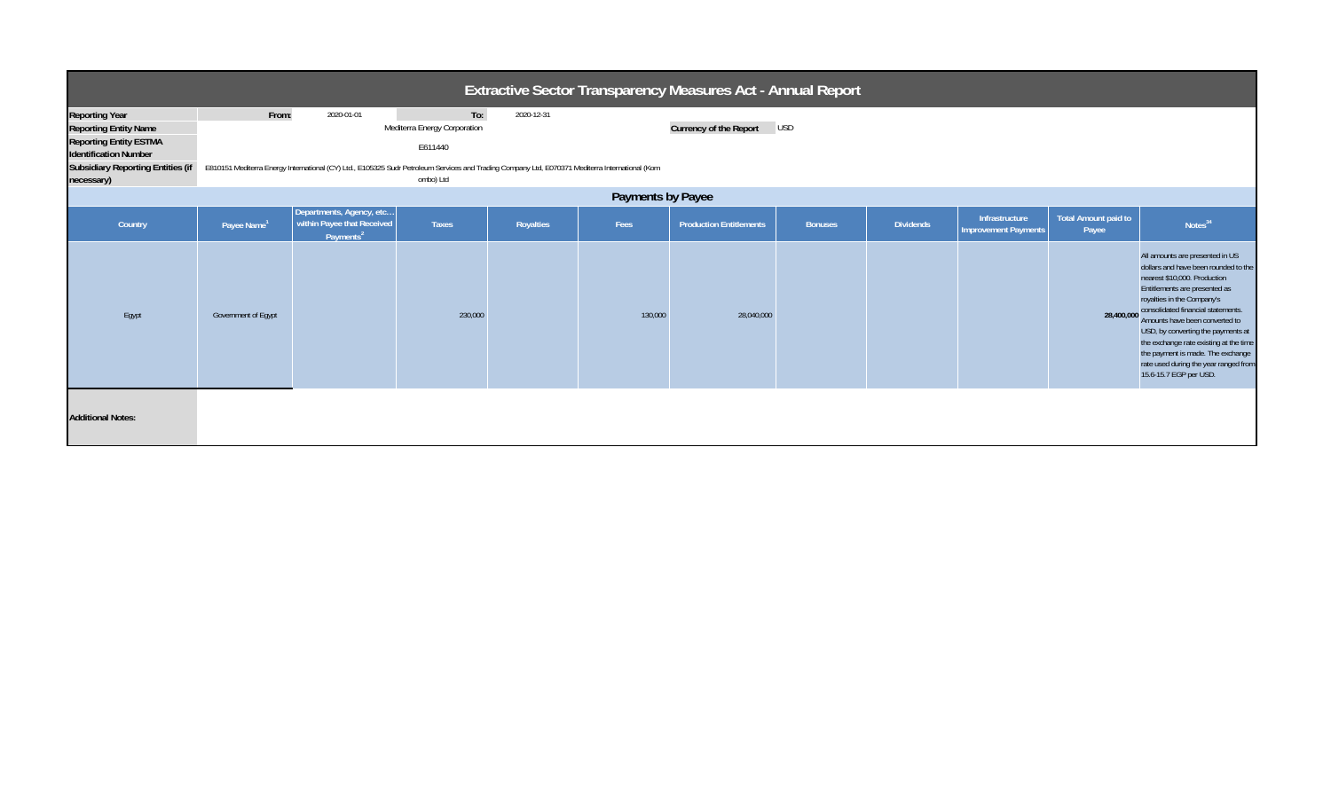# Extractive Sector Transparency Measures Act - Annual Report

| | | | | |
|---|---|---|---|---|
| **Reporting Year** | From: | 2020-01-01 | To: | 2020-12-31 |
| **Reporting Entity Name** | Mediterra Energy Corporation | | **Currency of the Report** | USD |
| **Reporting Entity ESTMA Identification Number** | E611440 | | | |
| **Subsidiary Reporting Entities (if necessary)** | E810151 Mediterra Energy International (CY) Ltd., E105325 Sudr Petroleum Services and Trading Company Ltd, E070371 Mediterra International (Kom ombo) Ltd | | | |

## Payments by Payee

| Country | Payee Name[1] | Departments, Agency, etc… within Payee that Received Payments[2] | Taxes | Royalties | Fees | Production Entitlements | Bonuses | Dividends | Infrastructure Improvement Payments | Total Amount paid to Payee | Notes[34] |
|---|---|---|---|---|---|---|---|---|---|---|---|
| Egypt | Government of Egypt | | 230,000 | | 130,000 | 28,040,000 | | | | 28,400,000 | All amounts are presented in US dollars and have been rounded to the nearest $10,000. Production Entitlements are presented as royalties in the Company's consolidated financial statements. Amounts have been converted to USD, by converting the payments at the exchange rate existing at the time the payment is made. The exchange rate used during the year ranged from 15.6-15.7 EGP per USD. |

**Additional Notes:**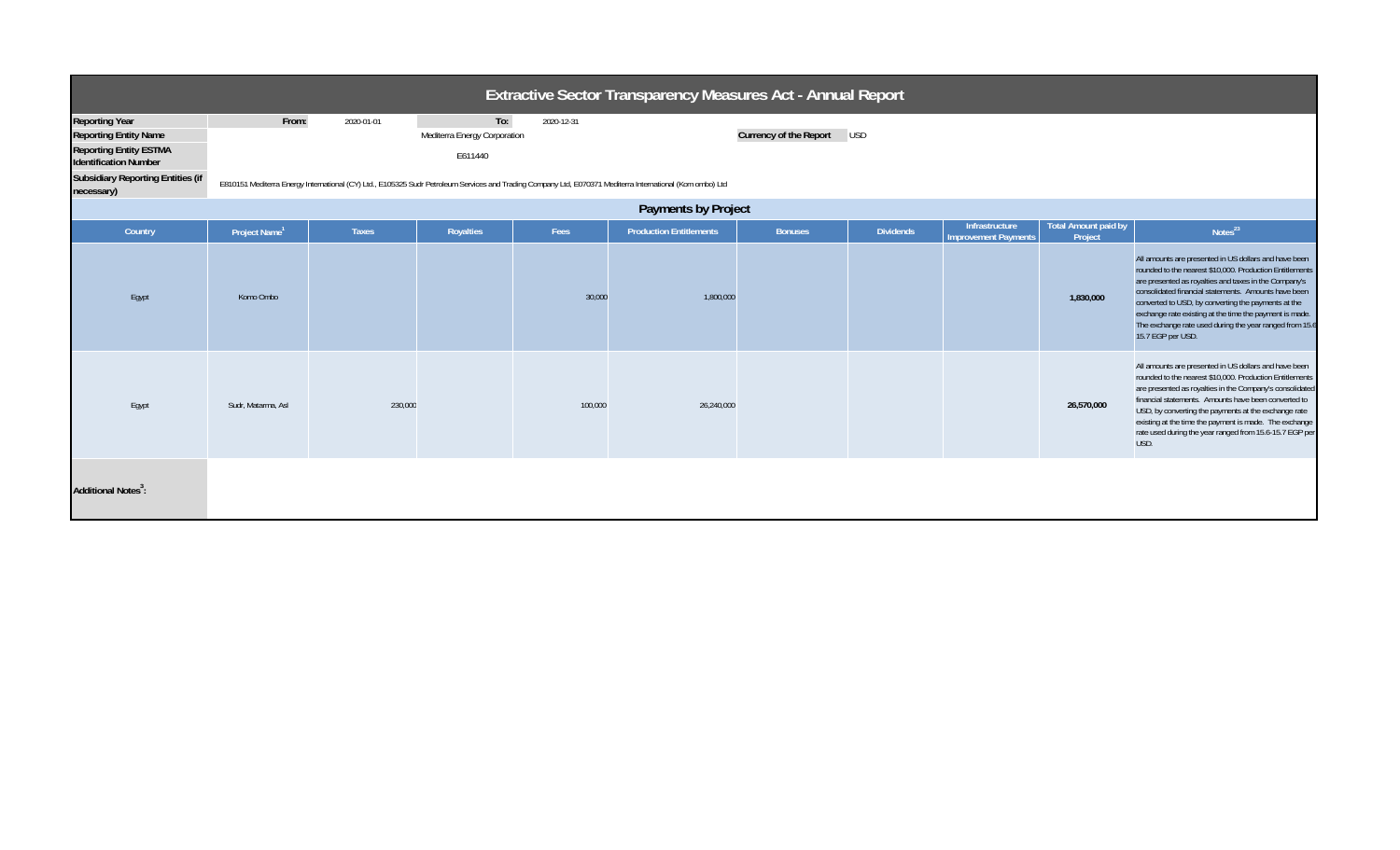# Extractive Sector Transparency Measures Act - Annual Report

| | | | | | |
|---|---|---|---|---|---|
| **Reporting Year** | From: | 2020-01-01 | To: | 2020-12-31 | |
| **Reporting Entity Name** | Mediterra Energy Corporation | | | **Currency of the Report** | USD |
| **Reporting Entity ESTMA Identification Number** | E611440 | | | | |
| **Subsidiary Reporting Entities (if necessary)** | E810151 Mediterra Energy International (CY) Ltd., E105325 Sudr Petroleum Services and Trading Company Ltd, E070371 Mediterra International (Kom ombo) Ltd | | | | |

## Payments by Project

| Country | Project Name[1] | Taxes | Royalties | Fees | Production Entitlements | Bonuses | Dividends | Infrastructure Improvement Payments | Total Amount paid by Project | Notes[23] |
|---|---|---|---|---|---|---|---|---|---|---|
| Egypt | Komo Ombo | | | 30,000 | 1,800,000 | | | | **1,830,000** | All amounts are presented in US dollars and have been rounded to the nearest $10,000. Production Entitlements are presented as royalties and taxes in the Company's consolidated financial statements. Amounts have been converted to USD, by converting the payments at the exchange rate existing at the time the payment is made. The exchange rate used during the year ranged from 15.6-15.7 EGP per USD. |
| Egypt | Sudr, Matarma, Asl | 230,000 | | 100,000 | 26,240,000 | | | | **26,570,000** | All amounts are presented in US dollars and have been rounded to the nearest $10,000. Production Entitlements are presented as royalties in the Company's consolidated financial statements. Amounts have been converted to USD, by converting the payments at the exchange rate existing at the time the payment is made. The exchange rate used during the year ranged from 15.6-15.7 EGP per USD. |

**Additional Notes[3]:**